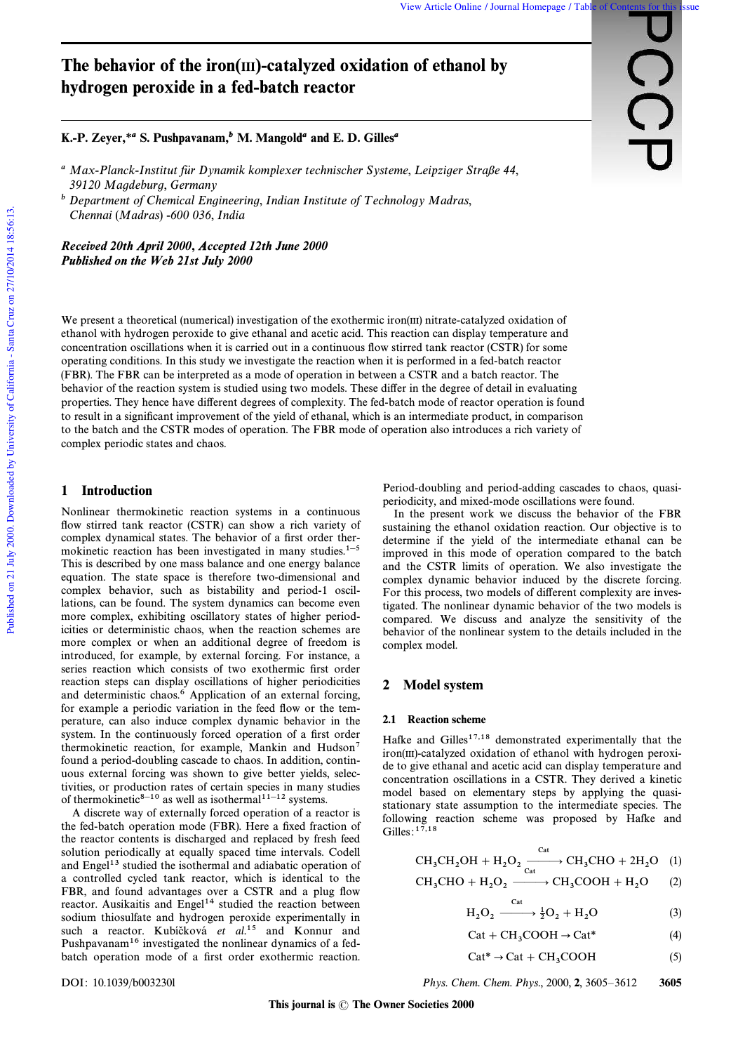# The behavior of the iron(III)-catalyzed oxidation of ethanol by hydrogen peroxide in a fed-batch reactor

**K.-P. Zeyer,\*[a] S. Pushpavanam,[b] M. Mangold[a] and E. D. Gilles[a]**

[a] *Max-Planck-Institut für Dynamik komplexer technischer Systeme, Leipziger Straße 44, 39120 Magdeburg, Germany*

[b] *Department of Chemical Engineering, Indian Institute of Technology Madras, Chennai (Madras) -600 036, India*

***Received 20th April 2000, Accepted 12th June 2000***
***Published on the Web 21st July 2000***

We present a theoretical (numerical) investigation of the exothermic iron(III) nitrate-catalyzed oxidation of ethanol with hydrogen peroxide to give ethanal and acetic acid. This reaction can display temperature and concentration oscillations when it is carried out in a continuous flow stirred tank reactor (CSTR) for some operating conditions. In this study we investigate the reaction when it is performed in a fed-batch reactor (FBR). The FBR can be interpreted as a mode of operation in between a CSTR and a batch reactor. The behavior of the reaction system is studied using two models. These differ in the degree of detail in evaluating properties. They hence have different degrees of complexity. The fed-batch mode of reactor operation is found to result in a significant improvement of the yield of ethanal, which is an intermediate product, in comparison to the batch and the CSTR modes of operation. The FBR mode of operation also introduces a rich variety of complex periodic states and chaos.

## 1 Introduction

Nonlinear thermokinetic reaction systems in a continuous flow stirred tank reactor (CSTR) can show a rich variety of complex dynamical states. The behavior of a first order thermokinetic reaction has been investigated in many studies.[1–5] This is described by one mass balance and one energy balance equation. The state space is therefore two-dimensional and complex behavior, such as bistability and period-1 oscillations, can be found. The system dynamics can become even more complex, exhibiting oscillatory states of higher periodicities or deterministic chaos, when the reaction schemes are more complex or when an additional degree of freedom is introduced, for example, by external forcing. For instance, a series reaction which consists of two exothermic first order reaction steps can display oscillations of higher periodicities and deterministic chaos.[6] Application of an external forcing, for example a periodic variation in the feed flow or the temperature, can also induce complex dynamic behavior in the system. In the continuously forced operation of a first order thermokinetic reaction, for example, Mankin and Hudson[7] found a period-doubling cascade to chaos. In addition, continuous external forcing was shown to give better yields, selectivities, or production rates of certain species in many studies of thermokinetic[8–10] as well as isothermal[11–12] systems.

A discrete way of externally forced operation of a reactor is the fed-batch operation mode (FBR). Here a fixed fraction of the reactor contents is discharged and replaced by fresh feed solution periodically at equally spaced time intervals. Codell and Engel[13] studied the isothermal and adiabatic operation of a controlled cycled tank reactor, which is identical to the FBR, and found advantages over a CSTR and a plug flow reactor. Ausikaitis and Engel[14] studied the reaction between sodium thiosulfate and hydrogen peroxide experimentally in such a reactor. Kubíčková *et al.*[15] and Konnur and Pushpavanam[16] investigated the nonlinear dynamics of a fed-batch operation mode of a first order exothermic reaction. Period-doubling and period-adding cascades to chaos, quasi-periodicity, and mixed-mode oscillations were found.

In the present work we discuss the behavior of the FBR sustaining the ethanol oxidation reaction. Our objective is to determine if the yield of the intermediate ethanal can be improved in this mode of operation compared to the batch and the CSTR limits of operation. We also investigate the complex dynamic behavior induced by the discrete forcing. For this process, two models of different complexity are investigated. The nonlinear dynamic behavior of the two models is compared. We discuss and analyze the sensitivity of the behavior of the nonlinear system to the details included in the complex model.

## 2 Model system

### 2.1 Reaction scheme

Hafke and Gilles[17,18] demonstrated experimentally that the iron(III)-catalyzed oxidation of ethanol with hydrogen peroxide to give ethanal and acetic acid can display temperature and concentration oscillations in a CSTR. They derived a kinetic model based on elementary steps by applying the quasi-stationary state assumption to the intermediate species. The following reaction scheme was proposed by Hafke and Gilles:[17,18]

$$CH_3CH_2OH + H_2O_2 \xrightarrow{\text{Cat}} CH_3CHO + 2H_2O \qquad (1)$$

$$CH_3CHO + H_2O_2 \xrightarrow[\text{Cat}]{} CH_3COOH + H_2O \qquad (2)$$

$$H_2O_2 \xrightarrow{\text{Cat}} \tfrac{1}{2}O_2 + H_2O \qquad (3)$$

$$\text{Cat} + CH_3COOH \rightarrow \text{Cat}^* \qquad (4)$$

$$\text{Cat}^* \rightarrow \text{Cat} + CH_3COOH \qquad (5)$$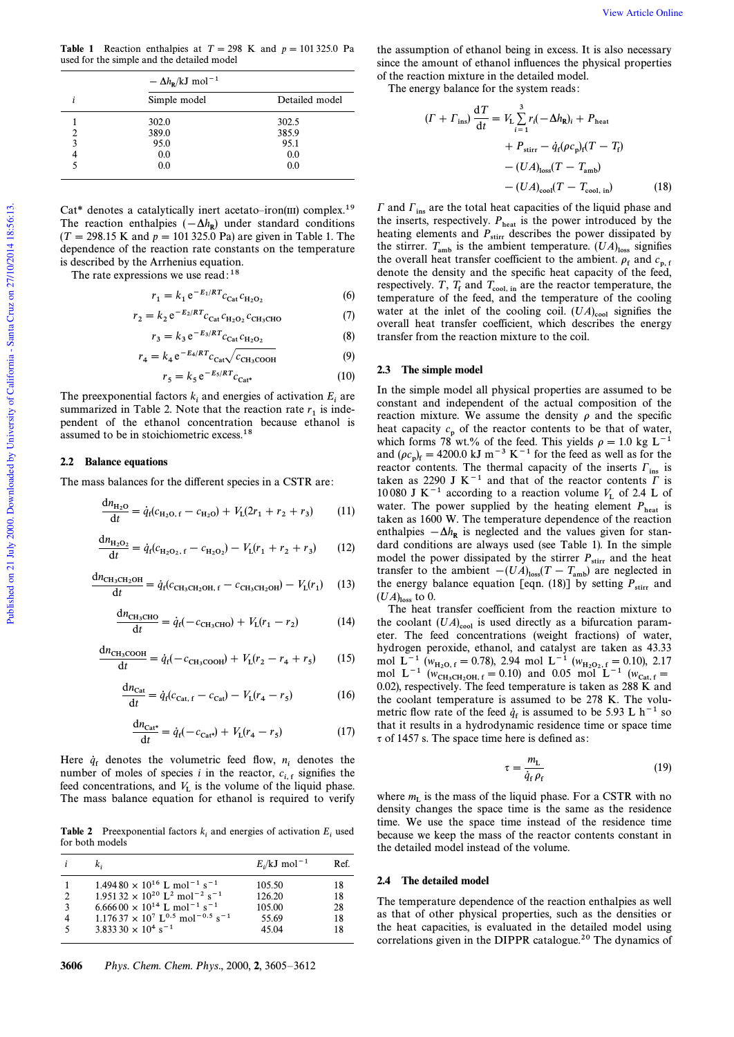**Table 1** Reaction enthalpies at $T = 298$ K and $p = 101\,325.0$ Pa used for the simple and the detailed model

| | $-\Delta h_R$/kJ mol$^{-1}$ | |
|---|---|---|
| $i$ | Simple model | Detailed model |
| 1 | 302.0 | 302.5 |
| 2 | 389.0 | 385.9 |
| 3 | 95.0 | 95.1 |
| 4 | 0.0 | 0.0 |
| 5 | 0.0 | 0.0 |

Cat* denotes a catalytically inert acetato–iron(III) complex.[19] The reaction enthalpies ($-\Delta h_R$) under standard conditions ($T = 298.15$ K and $p = 101\,325.0$ Pa) are given in Table 1. The dependence of the reaction rate constants on the temperature is described by the Arrhenius equation.

The rate expressions we use read:[18]

$$r_1 = k_1\, e^{-E_1/RT} c_{\mathrm{Cat}}\, c_{\mathrm{H_2O_2}} \tag{6}$$

$$r_2 = k_2\, e^{-E_2/RT} c_{\mathrm{Cat}}\, c_{\mathrm{H_2O_2}}\, c_{\mathrm{CH_3CHO}} \tag{7}$$

$$r_3 = k_3\, e^{-E_3/RT} c_{\mathrm{Cat}}\, c_{\mathrm{H_2O_2}} \tag{8}$$

$$r_4 = k_4\, e^{-E_4/RT} c_{\mathrm{Cat}} \sqrt{c_{\mathrm{CH_3COOH}}} \tag{9}$$

$$r_5 = k_5\, e^{-E_5/RT} c_{\mathrm{Cat^*}} \tag{10}$$

The preexponential factors $k_i$ and energies of activation $E_i$ are summarized in Table 2. Note that the reaction rate $r_1$ is independent of the ethanol concentration because ethanol is assumed to be in stoichiometric excess.[18]

## 2.2 Balance equations

The mass balances for the different species in a CSTR are:

$$\frac{\mathrm{d}n_{\mathrm{H_2O}}}{\mathrm{d}t} = \dot{q}_f(c_{\mathrm{H_2O,f}} - c_{\mathrm{H_2O}}) + V_L(2r_1 + r_2 + r_3) \tag{11}$$

$$\frac{\mathrm{d}n_{\mathrm{H_2O_2}}}{\mathrm{d}t} = \dot{q}_f(c_{\mathrm{H_2O_2,f}} - c_{\mathrm{H_2O_2}}) - V_L(r_1 + r_2 + r_3) \tag{12}$$

$$\frac{\mathrm{d}n_{\mathrm{CH_3CH_2OH}}}{\mathrm{d}t} = \dot{q}_f(c_{\mathrm{CH_3CH_2OH,f}} - c_{\mathrm{CH_3CH_2OH}}) - V_L(r_1) \tag{13}$$

$$\frac{\mathrm{d}n_{\mathrm{CH_3CHO}}}{\mathrm{d}t} = \dot{q}_f(-c_{\mathrm{CH_3CHO}}) + V_L(r_1 - r_2) \tag{14}$$

$$\frac{\mathrm{d}n_{\mathrm{CH_3COOH}}}{\mathrm{d}t} = \dot{q}_f(-c_{\mathrm{CH_3COOH}}) + V_L(r_2 - r_4 + r_5) \tag{15}$$

$$\frac{\mathrm{d}n_{\mathrm{Cat}}}{\mathrm{d}t} = \dot{q}_f(c_{\mathrm{Cat,f}} - c_{\mathrm{Cat}}) - V_L(r_4 - r_5) \tag{16}$$

$$\frac{\mathrm{d}n_{\mathrm{Cat^*}}}{\mathrm{d}t} = \dot{q}_f(-c_{\mathrm{Cat^*}}) + V_L(r_4 - r_5) \tag{17}$$

Here $\dot{q}_f$ denotes the volumetric feed flow, $n_i$ denotes the number of moles of species $i$ in the reactor, $c_{i,f}$ signifies the feed concentrations, and $V_L$ is the volume of the liquid phase. The mass balance equation for ethanol is required to verify the assumption of ethanol being in excess. It is also necessary since the amount of ethanol influences the physical properties of the reaction mixture in the detailed model.

**Table 2** Preexponential factors $k_i$ and energies of activation $E_i$ used for both models

| $i$ | $k_i$ | $E_i$/kJ mol$^{-1}$ | Ref. |
|---|---|---|---|
| 1 | $1.494\,80 \times 10^{16}$ L mol$^{-1}$ s$^{-1}$ | 105.50 | 18 |
| 2 | $1.951\,32 \times 10^{20}$ L$^2$ mol$^{-2}$ s$^{-1}$ | 126.20 | 18 |
| 3 | $6.666\,00 \times 10^{14}$ L mol$^{-1}$ s$^{-1}$ | 105.00 | 28 |
| 4 | $1.176\,37 \times 10^{7}$ L$^{0.5}$ mol$^{-0.5}$ s$^{-1}$ | 55.69 | 18 |
| 5 | $3.833\,30 \times 10^{4}$ s$^{-1}$ | 45.04 | 18 |

The energy balance for the system reads:

$$\begin{aligned}(\Gamma + \Gamma_{\mathrm{ins}})\frac{\mathrm{d}T}{\mathrm{d}t} = {} & V_L \sum_{i=1}^{3} r_i(-\Delta h_R)_i + P_{\mathrm{heat}} \\ & + P_{\mathrm{stirr}} - \dot{q}_f(\rho c_p)_f(T - T_f) \\ & - (UA)_{\mathrm{loss}}(T - T_{\mathrm{amb}}) \\ & - (UA)_{\mathrm{cool}}(T - T_{\mathrm{cool,\,in}}) \end{aligned} \tag{18}$$

$\Gamma$ and $\Gamma_{\mathrm{ins}}$ are the total heat capacities of the liquid phase and the inserts, respectively. $P_{\mathrm{heat}}$ is the power introduced by the heating elements and $P_{\mathrm{stirr}}$ describes the power dissipated by the stirrer. $T_{\mathrm{amb}}$ is the ambient temperature. $(UA)_{\mathrm{loss}}$ signifies the overall heat transfer coefficient to the ambient. $\rho_f$ and $c_{p,f}$ denote the density and the specific heat capacity of the feed, respectively. $T$, $T_f$ and $T_{\mathrm{cool,\,in}}$ are the reactor temperature, the temperature of the feed, and the temperature of the cooling water at the inlet of the cooling coil. $(UA)_{\mathrm{cool}}$ signifies the overall heat transfer coefficient, which describes the energy transfer from the reaction mixture to the coil.

## 2.3 The simple model

In the simple model all physical properties are assumed to be constant and independent of the actual composition of the reaction mixture. We assume the density $\rho$ and the specific heat capacity $c_p$ of the reactor contents to be that of water, which forms 78 wt.% of the feed. This yields $\rho = 1.0$ kg L$^{-1}$ and $(\rho c_p)_f = 4200.0$ kJ m$^{-3}$ K$^{-1}$ for the feed as well as for the reactor contents. The thermal capacity of the inserts $\Gamma_{\mathrm{ins}}$ is taken as 2290 J K$^{-1}$ and that of the reactor contents $\Gamma$ is 10 080 J K$^{-1}$ according to a reaction volume $V_L$ of 2.4 L of water. The power supplied by the heating element $P_{\mathrm{heat}}$ is taken as 1600 W. The temperature dependence of the reaction enthalpies $-\Delta h_R$ is neglected and the values given for standard conditions are always used (see Table 1). In the simple model the power dissipated by the stirrer $P_{\mathrm{stirr}}$ and the heat transfer to the ambient $-(UA)_{\mathrm{loss}}(T - T_{\mathrm{amb}})$ are neglected in the energy balance equation [eqn. (18)] by setting $P_{\mathrm{stirr}}$ and $(UA)_{\mathrm{loss}}$ to 0.

The heat transfer coefficient from the reaction mixture to the coolant $(UA)_{\mathrm{cool}}$ is used directly as a bifurcation parameter. The feed concentrations (weight fractions) of water, hydrogen peroxide, ethanol, and catalyst are taken as 43.33 mol L$^{-1}$ ($w_{\mathrm{H_2O,f}} = 0.78$), 2.94 mol L$^{-1}$ ($w_{\mathrm{H_2O_2,f}} = 0.10$), 2.17 mol L$^{-1}$ ($w_{\mathrm{CH_3CH_2OH,f}} = 0.10$) and 0.05 mol L$^{-1}$ ($w_{\mathrm{Cat,f}} = 0.02$), respectively. The feed temperature is taken as 288 K and the coolant temperature is assumed to be 278 K. The volumetric flow rate of the feed $\dot{q}_f$ is assumed to be 5.93 L h$^{-1}$ so that it results in a hydrodynamic residence time or space time $\tau$ of 1457 s. The space time here is defined as:

$$\tau = \frac{m_L}{\dot{q}_f\, \rho_f} \tag{19}$$

where $m_L$ is the mass of the liquid phase. For a CSTR with no density changes the space time is the same as the residence time. We use the space time instead of the residence time because we keep the mass of the reactor contents constant in the detailed model instead of the volume.

## 2.4 The detailed model

The temperature dependence of the reaction enthalpies as well as that of other physical properties, such as the densities or the heat capacities, is evaluated in the detailed model using correlations given in the DIPPR catalogue.[20] The dynamics of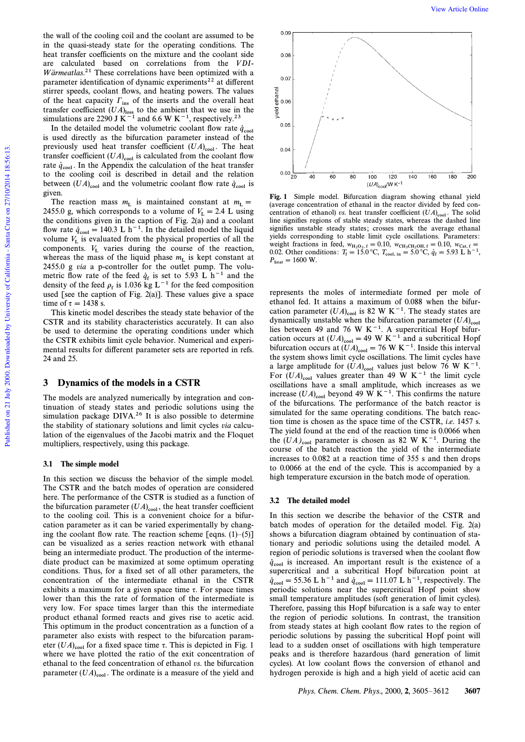the wall of the cooling coil and the coolant are assumed to be in the quasi-steady state for the operating conditions. The heat transfer coefficients on the mixture and the coolant side are calculated based on correlations from the *VDI-Wärmeatlas*.[21] These correlations have been optimized with a parameter identification of dynamic experiments[22] at different stirrer speeds, coolant flows, and heating powers. The values of the heat capacity $\Gamma_{ins}$ of the inserts and the overall heat transfer coefficient $(UA)_{loss}$ to the ambient that we use in the simulations are 2290 J $K^{-1}$ and 6.6 W $K^{-1}$, respectively.[23]

In the detailed model the volumetric coolant flow rate $\dot{q}_{cool}$ is used directly as the bifurcation parameter instead of the previously used heat transfer coefficient $(UA)_{cool}$. The heat transfer coefficient $(UA)_{cool}$ is calculated from the coolant flow rate $\dot{q}_{cool}$. In the Appendix the calculation of the heat transfer to the cooling coil is described in detail and the relation between $(UA)_{cool}$ and the volumetric coolant flow rate $\dot{q}_{cool}$ is given.

The reaction mass $m_L$ is maintained constant at $m_L$ = 2455.0 g, which corresponds to a volume of $V_L$ = 2.4 L using the conditions given in the caption of Fig. 2(a) and a coolant flow rate $\dot{q}_{cool}$ = 140.3 L $h^{-1}$. In the detailed model the liquid volume $V_L$ is evaluated from the physical properties of all the components. $V_L$ varies during the course of the reaction, whereas the mass of the liquid phase $m_L$ is kept constant at 2455.0 g *via* a p-controller for the outlet pump. The volumetric flow rate of the feed $\dot{q}_f$ is set to 5.93 L $h^{-1}$ and the density of the feed $\rho_f$ is 1.036 kg $L^{-1}$ for the feed composition used [see the caption of Fig. 2(a)]. These values give a space time of $\tau$ = 1438 s.

This kinetic model describes the steady state behavior of the CSTR and its stability characteristics accurately. It can also be used to determine the operating conditions under which the CSTR exhibits limit cycle behavior. Numerical and experimental results for different parameter sets are reported in refs. 24 and 25.

## 3 Dynamics of the models in a CSTR

The models are analyzed numerically by integration and continuation of steady states and periodic solutions using the simulation package DIVA.[26] It is also possible to determine the stability of stationary solutions and limit cycles *via* calculation of the eigenvalues of the Jacobi matrix and the Floquet multipliers, respectively, using this package.

### 3.1 The simple model

In this section we discuss the behavior of the simple model. The CSTR and the batch modes of operation are considered here. The performance of the CSTR is studied as a function of the bifurcation parameter $(UA)_{cool}$, the heat transfer coefficient to the cooling coil. This is a convenient choice for a bifurcation parameter as it can be varied experimentally by changing the coolant flow rate. The reaction scheme [eqns. (1)–(5)] can be visualized as a series reaction network with ethanal being an intermediate product. The production of the intermediate product can be maximized at some optimum operating conditions. Thus, for a fixed set of all other parameters, the concentration of the intermediate ethanal in the CSTR exhibits a maximum for a given space time $\tau$. For space times lower than this the rate of formation of the intermediate is very low. For space times larger than this the intermediate product ethanal formed reacts and gives rise to acetic acid. This optimum in the product concentration as a function of a parameter also exists with respect to the bifurcation parameter $(UA)_{cool}$ for a fixed space time $\tau$. This is depicted in Fig. 1 where we have plotted the ratio of the exit concentration of ethanal to the feed concentration of ethanol *vs.* the bifurcation parameter $(UA)_{cool}$. The ordinate is a measure of the yield and represents the moles of intermediate formed per mole of ethanol fed. It attains a maximum of 0.088 when the bifurcation parameter $(UA)_{cool}$ is 82 W $K^{-1}$. The steady states are dynamically unstable when the bifurcation parameter $(UA)_{cool}$ lies between 49 and 76 W $K^{-1}$. A supercritical Hopf bifurcation occurs at $(UA)_{cool}$ = 49 W $K^{-1}$ and a subcritical Hopf bifurcation occurs at $(UA)_{cool}$ = 76 W $K^{-1}$. Inside this interval the system shows limit cycle oscillations. The limit cycles have a large amplitude for $(UA)_{cool}$ values just below 76 W $K^{-1}$. For $(UA)_{cool}$ values greater than 49 W $K^{-1}$ the limit cycle oscillations have a small amplitude, which increases as we increase $(UA)_{cool}$ beyond 49 W $K^{-1}$. This confirms the nature of the bifurcations. The performance of the batch reactor is simulated for the same operating conditions. The batch reaction time is chosen as the space time of the CSTR, *i.e.* 1457 s. The yield found at the end of the reaction time is 0.0066 when the $(UA)_{cool}$ parameter is chosen as 82 W $K^{-1}$. During the course of the batch reaction the yield of the intermediate increases to 0.082 at a reaction time of 355 s and then drops to 0.0066 at the end of the cycle. This is accompanied by a high temperature excursion in the batch mode of operation.

**Fig. 1** Simple model. Bifurcation diagram showing ethanal yield (average concentration of ethanal in the reactor divided by feed concentration of ethanol) *vs.* heat transfer coefficient $(UA)_{cool}$. The solid line signifies regions of stable steady states, whereas the dashed line signifies unstable steady states; crosses mark the average ethanal yields corresponding to stable limit cycle oscillations. Parameters: weight fractions in feed, $w_{H_2O_2,f}$ = 0.10, $w_{CH_3CH_2OH,f}$ = 0.10, $w_{Cat,f}$ = 0.02. Other conditions: $T_f$ = 15.0 °C, $T_{cool,in}$ = 5.0 °C, $\dot{q}_f$ = 5.93 L $h^{-1}$, $P_{heat}$ = 1600 W.

### 3.2 The detailed model

In this section we describe the behavior of the CSTR and batch modes of operation for the detailed model. Fig. 2(a) shows a bifurcation diagram obtained by continuation of stationary and periodic solutions using the detailed model. A region of periodic solutions is traversed when the coolant flow $\dot{q}_{cool}$ is increased. An important result is the existence of a supercritical and a subcritical Hopf bifurcation point at $\dot{q}_{cool}$ = 55.36 L $h^{-1}$ and $\dot{q}_{cool}$ = 111.07 L $h^{-1}$, respectively. The periodic solutions near the supercritical Hopf point show small temperature amplitudes (soft generation of limit cycles). Therefore, passing this Hopf bifurcation is a safe way to enter the region of periodic solutions. In contrast, the transition from steady states at high coolant flow rates to the region of periodic solutions by passing the subcritical Hopf point will lead to a sudden onset of oscillations with high temperature peaks and is therefore hazardous (hard generation of limit cycles). At low coolant flows the conversion of ethanol and hydrogen peroxide is high and a high yield of acetic acid can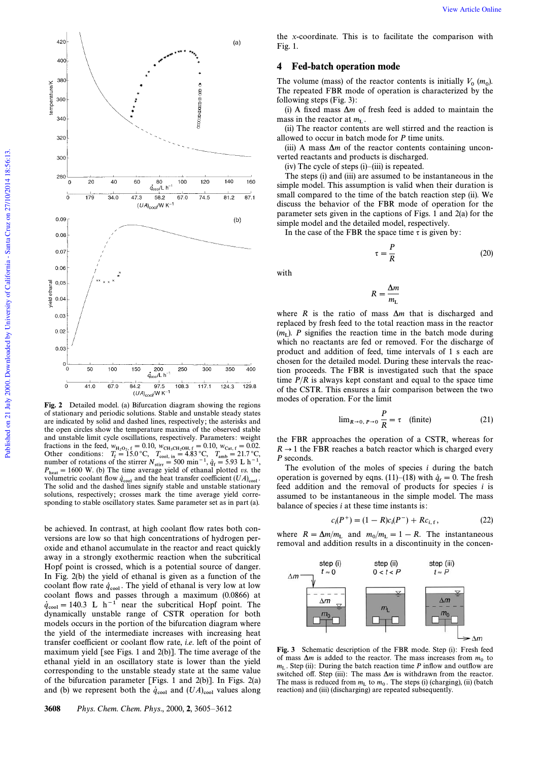**Fig. 2** Detailed model. (a) Bifurcation diagram showing the regions of stationary and periodic solutions. Stable and unstable steady states are indicated by solid and dashed lines, respectively; the asterisks and the open circles show the temperature maxima of the observed stable and unstable limit cycle oscillations, respectively. Parameters: weight fractions in the feed, $w_{H_2O_2,f} = 0.10$, $w_{CH_3CH_2OH,f} = 0.10$, $w_{Cat,f} = 0.02$. Other conditions: $T_f = 15.0$ °C, $T_{cool,in} = 4.83$ °C, $T_{amb} = 21.7$ °C, number of rotations of the stirrer $N_{stirr} = 500$ min$^{-1}$, $\dot{q}_f = 5.93$ L h$^{-1}$, $P_{heat} = 1600$ W. (b) The time average yield of ethanal plotted *vs.* the volumetric coolant flow $\dot{q}_{cool}$ and the heat transfer coefficient $(UA)_{cool}$. The solid and the dashed lines signify stable and unstable stationary solutions, respectively; crosses mark the time average yield corresponding to stable oscillatory states. Same parameter set as in part (a).

be achieved. In contrast, at high coolant flow rates both conversions are low so that high concentrations of hydrogen peroxide and ethanol accumulate in the reactor and react quickly away in a strongly exothermic reaction when the subcritical Hopf point is crossed, which is a potential source of danger. In Fig. 2(b) the yield of ethanal is given as a function of the coolant flow rate $\dot{q}_{cool}$. The yield of ethanal is very low at low coolant flows and passes through a maximum (0.0866) at $\dot{q}_{cool} = 140.3$ L h$^{-1}$ near the subcritical Hopf point. The dynamically unstable range of CSTR operation for both models occurs in the portion of the bifurcation diagram where the yield of the intermediate increases with increasing heat transfer coefficient or coolant flow rate, *i.e.* left of the point of maximum yield [see Figs. 1 and 2(b)]. The time average of the ethanal yield in an oscillatory state is lower than the yield corresponding to the unstable steady state at the same value of the bifurcation parameter [Figs. 1 and 2(b)]. In Figs. 2(a) and (b) we represent both the $\dot{q}_{cool}$ and $(UA)_{cool}$ values along the *x*-coordinate. This is to facilitate the comparison with Fig. 1.

## 4 Fed-batch operation mode

The volume (mass) of the reactor contents is initially $V_0$ ($m_0$). The repeated FBR mode of operation is characterized by the following steps (Fig. 3):

(i) A fixed mass $\Delta m$ of fresh feed is added to maintain the mass in the reactor at $m_L$.

(ii) The reactor contents are well stirred and the reaction is allowed to occur in batch mode for $P$ time units.

(iii) A mass $\Delta m$ of the reactor contents containing unconverted reactants and products is discharged.

(iv) The cycle of steps (i)–(iii) is repeated.

The steps (i) and (iii) are assumed to be instantaneous in the simple model. This assumption is valid when their duration is small compared to the time of the batch reaction step (ii). We discuss the behavior of the FBR mode of operation for the parameter sets given in the captions of Figs. 1 and 2(a) for the simple model and the detailed model, respectively.

In the case of the FBR the space time $\tau$ is given by:

$$\tau = \frac{P}{R} \tag{20}$$

with

$$R = \frac{\Delta m}{m_L}$$

where $R$ is the ratio of mass $\Delta m$ that is discharged and replaced by fresh feed to the total reaction mass in the reactor ($m_L$). $P$ signifies the reaction time in the batch mode during which no reactants are fed or removed. For the discharge of product and addition of feed, time intervals of 1 s each are chosen for the detailed model. During these intervals the reaction proceeds. The FBR is investigated such that the space time $P/R$ is always kept constant and equal to the space time of the CSTR. This ensures a fair comparison between the two modes of operation. For the limit

$$\lim_{R \to 0,\, P \to 0} \frac{P}{R} = \tau \quad \text{(finite)} \tag{21}$$

the FBR approaches the operation of a CSTR, whereas for $R \to 1$ the FBR reaches a batch reactor which is charged every $P$ seconds.

The evolution of the moles of species $i$ during the batch operation is governed by eqns. (11)–(18) with $\dot{q}_f = 0$. The fresh feed addition and the removal of products for species $i$ is assumed to be instantaneous in the simple model. The mass balance of species $i$ at these time instants is:

$$c_i(P^+) = (1 - R)c_i(P^-) + Rc_{i,f}, \tag{22}$$

where $R = \Delta m/m_L$ and $m_0/m_L = 1 - R$. The instantaneous removal and addition results in a discontinuity in the concen-

**Fig. 3** Schematic description of the FBR mode. Step (i): Fresh feed of mass $\Delta m$ is added to the reactor. The mass increases from $m_0$ to $m_L$. Step (ii): During the batch reaction time $P$ inflow and outflow are switched off. Step (iii): The mass $\Delta m$ is withdrawn from the reactor. The mass is reduced from $m_L$ to $m_0$. The steps (i) (charging), (ii) (batch reaction) and (iii) (discharging) are repeated subsequently.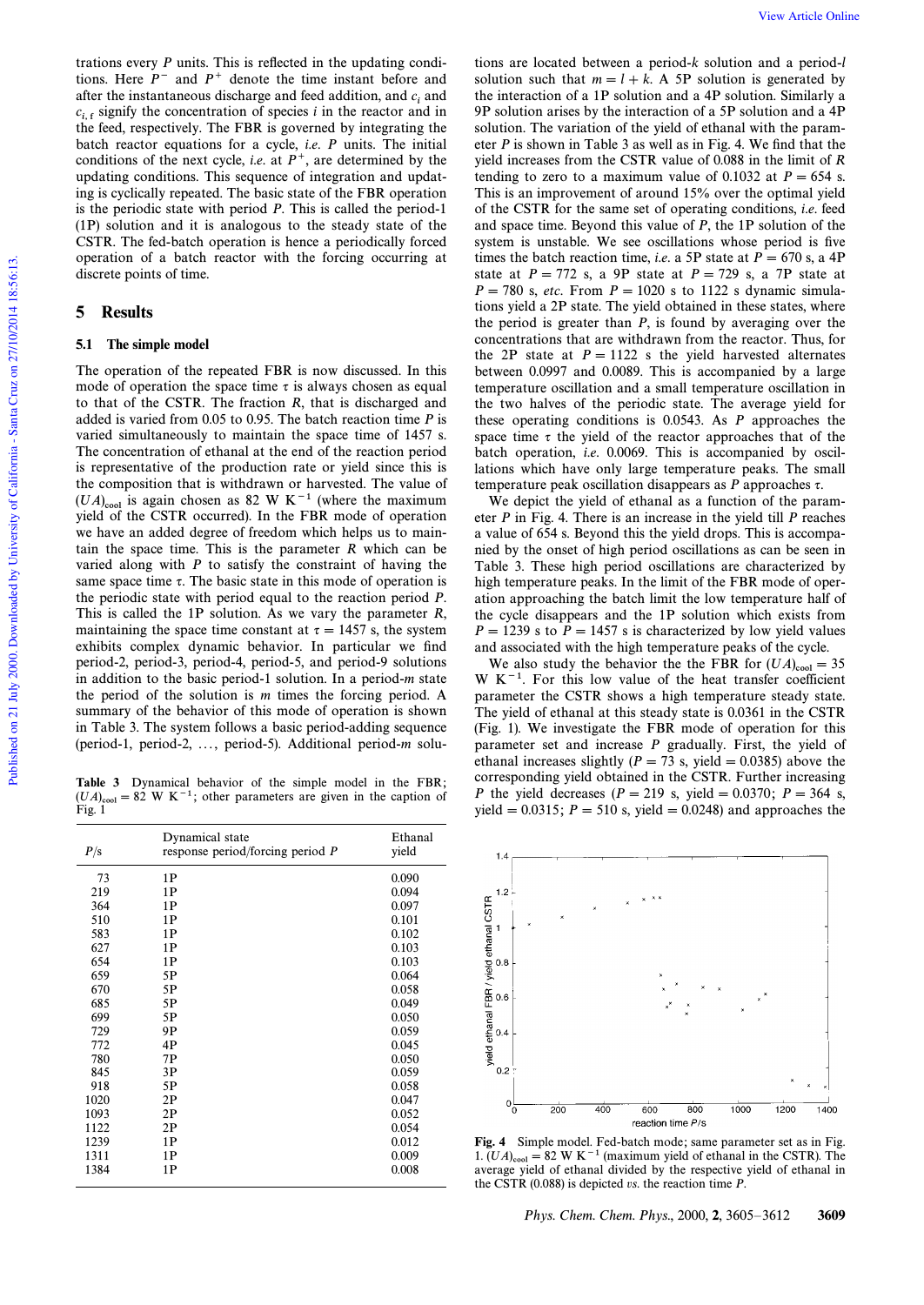trations every $P$ units. This is reflected in the updating conditions. Here $P^-$ and $P^+$ denote the time instant before and after the instantaneous discharge and feed addition, and $c_i$ and $c_{i,\mathrm{f}}$ signify the concentration of species $i$ in the reactor and in the feed, respectively. The FBR is governed by integrating the batch reactor equations for a cycle, *i.e.* $P$ units. The initial conditions of the next cycle, *i.e.* at $P^+$, are determined by the updating conditions. This sequence of integration and updating is cyclically repeated. The basic state of the FBR operation is the periodic state with period $P$. This is called the period-1 (1P) solution and it is analogous to the steady state of the CSTR. The fed-batch operation is hence a periodically forced operation of a batch reactor with the forcing occurring at discrete points of time.

## 5 Results

### 5.1 The simple model

The operation of the repeated FBR is now discussed. In this mode of operation the space time $\tau$ is always chosen as equal to that of the CSTR. The fraction $R$, that is discharged and added is varied from 0.05 to 0.95. The batch reaction time $P$ is varied simultaneously to maintain the space time of 1457 s. The concentration of ethanal at the end of the reaction period is representative of the production rate or yield since this is the composition that is withdrawn or harvested. The value of $(UA)_{\mathrm{cool}}$ is again chosen as 82 W K$^{-1}$ (where the maximum yield of the CSTR occurred). In the FBR mode of operation we have an added degree of freedom which helps us to maintain the space time. This is the parameter $R$ which can be varied along with $P$ to satisfy the constraint of having the same space time $\tau$. The basic state in this mode of operation is the periodic state with period equal to the reaction period $P$. This is called the 1P solution. As we vary the parameter $R$, maintaining the space time constant at $\tau = 1457$ s, the system exhibits complex dynamic behavior. In particular we find period-2, period-3, period-4, period-5, and period-9 solutions in addition to the basic period-1 solution. In a period-$m$ state the period of the solution is $m$ times the forcing period. A summary of the behavior of this mode of operation is shown in Table 3. The system follows a basic period-adding sequence (period-1, period-2, ..., period-5). Additional period-$m$ solutions are located between a period-$k$ solution and a period-$l$ solution such that $m = l + k$. A 5P solution is generated by the interaction of a 1P solution and a 4P solution. Similarly a 9P solution arises by the interaction of a 5P solution and a 4P solution. The variation of the yield of ethanal with the parameter $P$ is shown in Table 3 as well as in Fig. 4. We find that the yield increases from the CSTR value of 0.088 in the limit of $R$ tending to zero to a maximum value of 0.1032 at $P = 654$ s. This is an improvement of around 15% over the optimal yield of the CSTR for the same set of operating conditions, *i.e.* feed and space time. Beyond this value of $P$, the 1P solution of the system is unstable. We see oscillations whose period is five times the batch reaction time, *i.e.* a 5P state at $P = 670$ s, a 4P state at $P = 772$ s, a 9P state at $P = 729$ s, a 7P state at $P = 780$ s, *etc.* From $P = 1020$ s to 1122 s dynamic simulations yield a 2P state. The yield obtained in these states, where the period is greater than $P$, is found by averaging over the concentrations that are withdrawn from the reactor. Thus, for the 2P state at $P = 1122$ s the yield harvested alternates between 0.0997 and 0.0089. This is accompanied by a large temperature oscillation and a small temperature oscillation in the two halves of the periodic state. The average yield for these operating conditions is 0.0543. As $P$ approaches the space time $\tau$ the yield of the reactor approaches that of the batch operation, *i.e.* 0.0069. This is accompanied by oscillations which have only large temperature peaks. The small temperature peak oscillation disappears as $P$ approaches $\tau$.

We depict the yield of ethanal as a function of the parameter $P$ in Fig. 4. There is an increase in the yield till $P$ reaches a value of 654 s. Beyond this the yield drops. This is accompanied by the onset of high period oscillations as can be seen in Table 3. These high period oscillations are characterized by high temperature peaks. In the limit of the FBR mode of operation approaching the batch limit the low temperature half of the cycle disappears and the 1P solution which exists from $P = 1239$ s to $P = 1457$ s is characterized by low yield values and associated with the high temperature peaks of the cycle.

We also study the behavior the the FBR for $(UA)_{\mathrm{cool}} = 35$ W K$^{-1}$. For this low value of the heat transfer coefficient parameter the CSTR shows a high temperature steady state. The yield of ethanal at this steady state is 0.0361 in the CSTR (Fig. 1). We investigate the FBR mode of operation for this parameter set and increase $P$ gradually. First, the yield of ethanal increases slightly ($P = 73$ s, yield = 0.0385) above the corresponding yield obtained in the CSTR. Further increasing $P$ the yield decreases ($P = 219$ s, yield = 0.0370; $P = 364$ s, yield = 0.0315; $P = 510$ s, yield = 0.0248) and approaches the

**Table 3** Dynamical behavior of the simple model in the FBR; $(UA)_{\mathrm{cool}} = 82$ W K$^{-1}$; other parameters are given in the caption of Fig. 1

| $P$/s | Dynamical state response period/forcing period $P$ | Ethanal yield |
|---|---|---|
| 73 | 1P | 0.090 |
| 219 | 1P | 0.094 |
| 364 | 1P | 0.097 |
| 510 | 1P | 0.101 |
| 583 | 1P | 0.102 |
| 627 | 1P | 0.103 |
| 654 | 1P | 0.103 |
| 659 | 5P | 0.064 |
| 670 | 5P | 0.058 |
| 685 | 5P | 0.049 |
| 699 | 5P | 0.050 |
| 729 | 9P | 0.059 |
| 772 | 4P | 0.045 |
| 780 | 7P | 0.050 |
| 845 | 3P | 0.059 |
| 918 | 5P | 0.058 |
| 1020 | 2P | 0.047 |
| 1093 | 2P | 0.052 |
| 1122 | 2P | 0.054 |
| 1239 | 1P | 0.012 |
| 1311 | 1P | 0.009 |
| 1384 | 1P | 0.008 |

**Fig. 4** Simple model. Fed-batch mode; same parameter set as in Fig. 1. $(UA)_{\mathrm{cool}} = 82$ W K$^{-1}$ (maximum yield of ethanal in the CSTR). The average yield of ethanal divided by the respective yield of ethanal in the CSTR (0.088) is depicted *vs.* the reaction time $P$.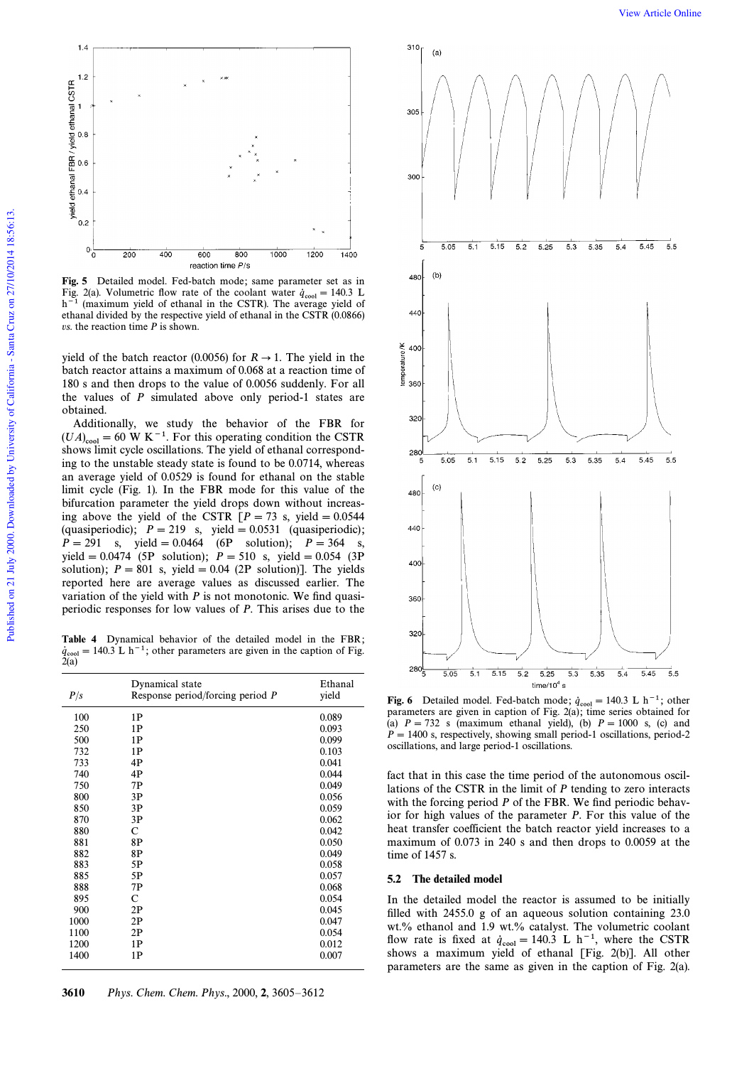**Fig. 5** Detailed model. Fed-batch mode; same parameter set as in Fig. 2(a). Volumetric flow rate of the coolant water $\dot{q}_{cool} = 140.3$ L h$^{-1}$ (maximum yield of ethanal in the CSTR). The average yield of ethanal divided by the respective yield of ethanal in the CSTR (0.0866) *vs.* the reaction time $P$ is shown.

yield of the batch reactor (0.0056) for $R \to 1$. The yield in the batch reactor attains a maximum of 0.068 at a reaction time of 180 s and then drops to the value of 0.0056 suddenly. For all the values of $P$ simulated above only period-1 states are obtained.

Additionally, we study the behavior of the FBR for $(UA)_{cool} = 60$ W K$^{-1}$. For this operating condition the CSTR shows limit cycle oscillations. The yield of ethanal corresponding to the unstable steady state is found to be 0.0714, whereas an average yield of 0.0529 is found for ethanal on the stable limit cycle (Fig. 1). In the FBR mode for this value of the bifurcation parameter the yield drops down without increasing above the yield of the CSTR [$P = 73$ s, yield = 0.0544 (quasiperiodic); $P = 219$ s, yield = 0.0531 (quasiperiodic); $P = 291$ s, yield = 0.0464 (6P solution); $P = 364$ s, yield = 0.0474 (5P solution); $P = 510$ s, yield = 0.054 (3P solution); $P = 801$ s, yield = 0.04 (2P solution)]. The yields reported here are average values as discussed earlier. The variation of the yield with $P$ is not monotonic. We find quasiperiodic responses for low values of $P$. This arises due to the fact that in this case the time period of the autonomous oscillations of the CSTR in the limit of $P$ tending to zero interacts with the forcing period $P$ of the FBR. We find periodic behavior for high values of the parameter $P$. For this value of the heat transfer coefficient the batch reactor yield increases to a maximum of 0.073 in 240 s and then drops to 0.0059 at the time of 1457 s.

**Table 4** Dynamical behavior of the detailed model in the FBR; $\dot{q}_{cool} = 140.3$ L h$^{-1}$; other parameters are given in the caption of Fig. 2(a)

| $P$/s | Dynamical state Response period/forcing period $P$ | Ethanal yield |
|---|---|---|
| 100 | 1P | 0.089 |
| 250 | 1P | 0.093 |
| 500 | 1P | 0.099 |
| 732 | 1P | 0.103 |
| 733 | 4P | 0.041 |
| 740 | 4P | 0.044 |
| 750 | 7P | 0.049 |
| 800 | 3P | 0.056 |
| 850 | 3P | 0.059 |
| 870 | 3P | 0.062 |
| 880 | C | 0.042 |
| 881 | 8P | 0.050 |
| 882 | 8P | 0.049 |
| 883 | 5P | 0.058 |
| 885 | 5P | 0.057 |
| 888 | 7P | 0.068 |
| 895 | C | 0.054 |
| 900 | 2P | 0.045 |
| 1000 | 2P | 0.047 |
| 1100 | 2P | 0.054 |
| 1200 | 1P | 0.012 |
| 1400 | 1P | 0.007 |

**Fig. 6** Detailed model. Fed-batch mode; $\dot{q}_{cool} = 140.3$ L h$^{-1}$; other parameters are given in caption of Fig. 2(a); time series obtained for (a) $P = 732$ s (maximum ethanal yield), (b) $P = 1000$ s, (c) and $P = 1400$ s, respectively, showing small period-1 oscillations, period-2 oscillations, and large period-1 oscillations.

### 5.2 The detailed model

In the detailed model the reactor is assumed to be initially filled with 2455.0 g of an aqueous solution containing 23.0 wt.% ethanol and 1.9 wt.% catalyst. The volumetric coolant flow rate is fixed at $\dot{q}_{cool} = 140.3$ L h$^{-1}$, where the CSTR shows a maximum yield of ethanal [Fig. 2(b)]. All other parameters are the same as given in the caption of Fig. 2(a).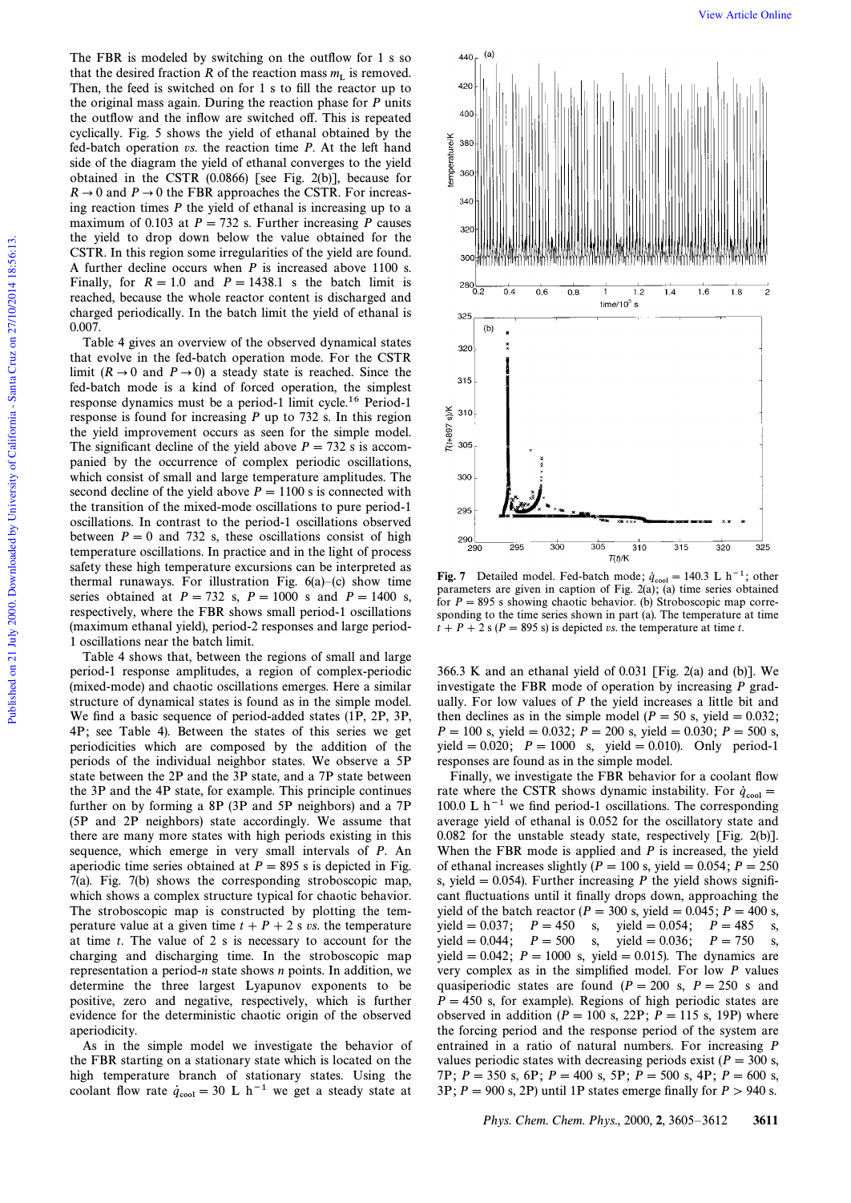The FBR is modeled by switching on the outflow for 1 s so that the desired fraction $R$ of the reaction mass $m_L$ is removed. Then, the feed is switched on for 1 s to fill the reactor up to the original mass again. During the reaction phase for $P$ units the outflow and the inflow are switched off. This is repeated cyclically. Fig. 5 shows the yield of ethanal obtained by the fed-batch operation *vs.* the reaction time $P$. At the left hand side of the diagram the yield of ethanal converges to the yield obtained in the CSTR (0.0866) [see Fig. 2(b)], because for $R \to 0$ and $P \to 0$ the FBR approaches the CSTR. For increasing reaction times $P$ the yield of ethanal is increasing up to a maximum of 0.103 at $P = 732$ s. Further increasing $P$ causes the yield to drop down below the value obtained for the CSTR. In this region some irregularities of the yield are found. A further decline occurs when $P$ is increased above 1100 s. Finally, for $R = 1.0$ and $P = 1438.1$ s the batch limit is reached, because the whole reactor content is discharged and charged periodically. In the batch limit the yield of ethanal is 0.007.

Table 4 gives an overview of the observed dynamical states that evolve in the fed-batch operation mode. For the CSTR limit ($R \to 0$ and $P \to 0$) a steady state is reached. Since the fed-batch mode is a kind of forced operation, the simplest response dynamics must be a period-1 limit cycle.[16] Period-1 response is found for increasing $P$ up to 732 s. In this region the yield improvement occurs as seen for the simple model. The significant decline of the yield above $P = 732$ s is accompanied by the occurrence of complex periodic oscillations, which consist of small and large temperature amplitudes. The second decline of the yield above $P = 1100$ s is connected with the transition of the mixed-mode oscillations to pure period-1 oscillations. In contrast to the period-1 oscillations observed between $P = 0$ and 732 s, these oscillations consist of high temperature oscillations. In practice and in the light of process safety these high temperature excursions can be interpreted as thermal runaways. For illustration Fig. 6(a)–(c) show time series obtained at $P = 732$ s, $P = 1000$ s and $P = 1400$ s, respectively, where the FBR shows small period-1 oscillations (maximum ethanal yield), period-2 responses and large period-1 oscillations near the batch limit.

Table 4 shows that, between the regions of small and large period-1 response amplitudes, a region of complex-periodic (mixed-mode) and chaotic oscillations emerges. Here a similar structure of dynamical states is found as in the simple model. We find a basic sequence of period-added states (1P, 2P, 3P, 4P; see Table 4). Between the states of this series we get periodicities which are composed by the addition of the periods of the individual neighbor states. We observe a 5P state between the 2P and the 3P state, and a 7P state between the 3P and the 4P state, for example. This principle continues further on by forming a 8P (3P and 5P neighbors) and a 7P (5P and 2P neighbors) state accordingly. We assume that there are many more states with high periods existing in this sequence, which emerge in very small intervals of $P$. An aperiodic time series obtained at $P = 895$ s is depicted in Fig. 7(a). Fig. 7(b) shows the corresponding stroboscopic map, which shows a complex structure typical for chaotic behavior. The stroboscopic map is constructed by plotting the temperature value at a given time $t + P + 2$ s *vs.* the temperature at time $t$. The value of 2 s is necessary to account for the charging and discharging time. In the stroboscopic map representation a period-$n$ state shows $n$ points. In addition, we determine the three largest Lyapunov exponents to be positive, zero and negative, respectively, which is further evidence for the deterministic chaotic origin of the observed aperiodicity.

As in the simple model we investigate the behavior of the FBR starting on a stationary state which is located on the high temperature branch of stationary states. Using the coolant flow rate $\dot{q}_{cool} = 30$ L h$^{-1}$ we get a steady state at 366.3 K and an ethanal yield of 0.031 [Fig. 2(a) and (b)]. We investigate the FBR mode of operation by increasing $P$ gradually. For low values of $P$ the yield increases a little bit and then declines as in the simple model ($P = 50$ s, yield = 0.032; $P = 100$ s, yield = 0.032; $P = 200$ s, yield = 0.030; $P = 500$ s, yield = 0.020; $P = 1000$ s, yield = 0.010). Only period-1 responses are found as in the simple model.

Finally, we investigate the FBR behavior for a coolant flow rate where the CSTR shows dynamic instability. For $\dot{q}_{cool} = 100.0$ L h$^{-1}$ we find period-1 oscillations. The corresponding average yield of ethanal is 0.052 for the oscillatory state and 0.082 for the unstable steady state, respectively [Fig. 2(b)]. When the FBR mode is applied and $P$ is increased, the yield of ethanal increases slightly ($P = 100$ s, yield = 0.054; $P = 250$ s, yield = 0.054). Further increasing $P$ the yield shows significant fluctuations until it finally drops down, approaching the yield of the batch reactor ($P = 300$ s, yield = 0.045; $P = 400$ s, yield = 0.037; $P = 450$ s, yield = 0.054; $P = 485$ s, yield = 0.044; $P = 500$ s, yield = 0.036; $P = 750$ s, yield = 0.042; $P = 1000$ s, yield = 0.015). The dynamics are very complex as in the simplified model. For low $P$ values quasiperiodic states are found ($P = 200$ s, $P = 250$ s and $P = 450$ s, for example). Regions of high periodic states are observed in addition ($P = 100$ s, 22P; $P = 115$ s, 19P) where the forcing period and the response period of the system are entrained in a ratio of natural numbers. For increasing $P$ values periodic states with decreasing periods exist ($P = 300$ s, 7P; $P = 350$ s, 6P; $P = 400$ s, 5P; $P = 500$ s, 4P; $P = 600$ s, 3P; $P = 900$ s, 2P) until 1P states emerge finally for $P > 940$ s.

**Fig. 7** Detailed model. Fed-batch mode; $\dot{q}_{cool} = 140.3$ L h$^{-1}$; other parameters are given in caption of Fig. 2(a); (a) time series obtained for $P = 895$ s showing chaotic behavior. (b) Stroboscopic map corresponding to the time series shown in part (a). The temperature at time $t + P + 2$ s ($P = 895$ s) is depicted *vs.* the temperature at time $t$.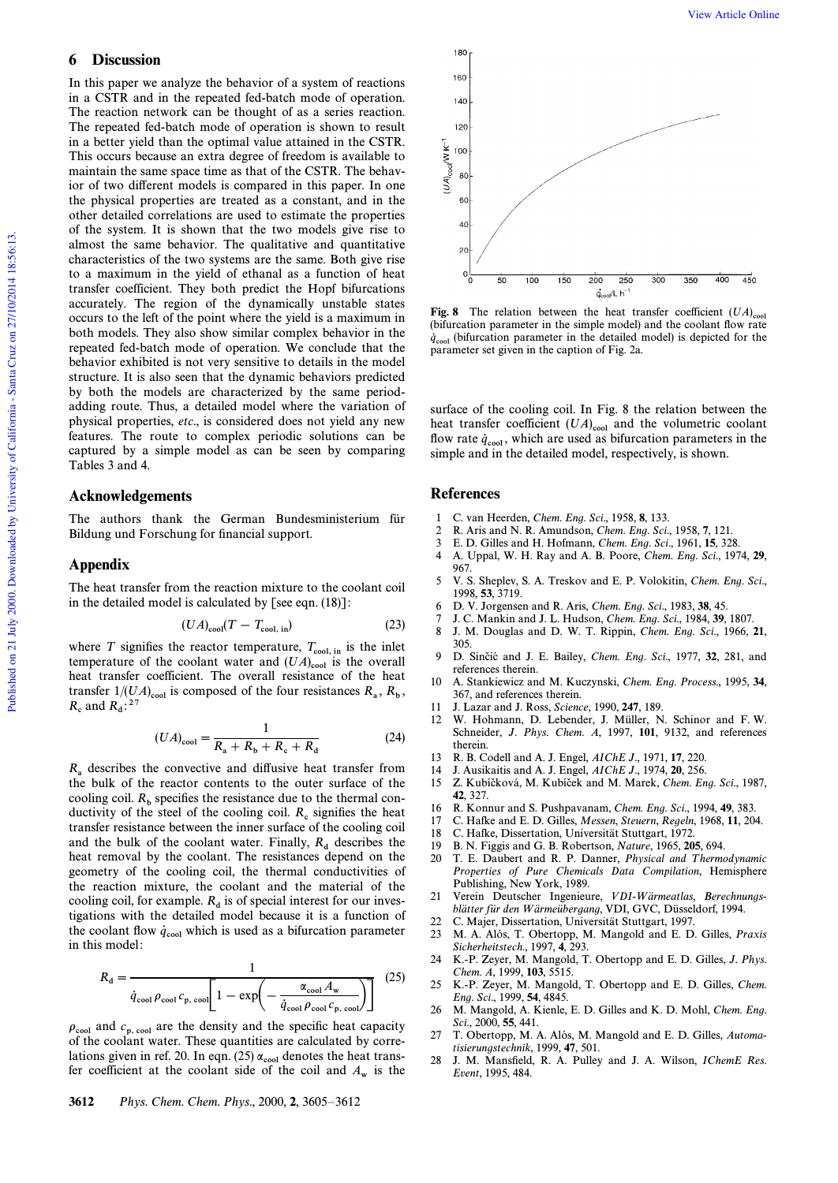## 6 Discussion

In this paper we analyze the behavior of a system of reactions in a CSTR and in the repeated fed-batch mode of operation. The reaction network can be thought of as a series reaction. The repeated fed-batch mode of operation is shown to result in a better yield than the optimal value attained in the CSTR. This occurs because an extra degree of freedom is available to maintain the same space time as that of the CSTR. The behavior of two different models is compared in this paper. In one the physical properties are treated as a constant, and in the other detailed correlations are used to estimate the properties of the system. It is shown that the two models give rise to almost the same behavior. The qualitative and quantitative characteristics of the two systems are the same. Both give rise to a maximum in the yield of ethanal as a function of heat transfer coefficient. They both predict the Hopf bifurcations accurately. The region of the dynamically unstable states occurs to the left of the point where the yield is a maximum in both models. They also show similar complex behavior in the repeated fed-batch mode of operation. We conclude that the behavior exhibited is not very sensitive to details in the model structure. It is also seen that the dynamic behaviors predicted by both the models are characterized by the same period-adding route. Thus, a detailed model where the variation of physical properties, *etc*., is considered does not yield any new features. The route to complex periodic solutions can be captured by a simple model as can be seen by comparing Tables 3 and 4.

## Acknowledgements

The authors thank the German Bundesministerium für Bildung und Forschung for financial support.

## Appendix

The heat transfer from the reaction mixture to the coolant coil in the detailed model is calculated by [see eqn. (18)]:

$$(UA)_{\text{cool}}(T - T_{\text{cool, in}}) \tag{23}$$

where $T$ signifies the reactor temperature, $T_{\text{cool, in}}$ is the inlet temperature of the coolant water and $(UA)_{\text{cool}}$ is the overall heat transfer coefficient. The overall resistance of the heat transfer $1/(UA)_{\text{cool}}$ is composed of the four resistances $R_a$, $R_b$, $R_c$ and $R_d$:[27]

$$(UA)_{\text{cool}} = \frac{1}{R_a + R_b + R_c + R_d} \tag{24}$$

$R_a$ describes the convective and diffusive heat transfer from the bulk of the reactor contents to the outer surface of the cooling coil. $R_b$ specifies the resistance due to the thermal conductivity of the steel of the cooling coil. $R_c$ signifies the heat transfer resistance between the inner surface of the cooling coil and the bulk of the coolant water. Finally, $R_d$ describes the heat removal by the coolant. The resistances depend on the geometry of the cooling coil, the thermal conductivities of the reaction mixture, the coolant and the material of the cooling coil, for example. $R_d$ is of special interest for our investigations with the detailed model because it is a function of the coolant flow $\dot{q}_{\text{cool}}$ which is used as a bifurcation parameter in this model:

$$R_d = \frac{1}{\dot{q}_{\text{cool}}\,\rho_{\text{cool}}\,c_{\text{p, cool}}\left[1 - \exp\left(-\dfrac{\alpha_{\text{cool}}\,A_w}{\dot{q}_{\text{cool}}\,\rho_{\text{cool}}\,c_{\text{p, cool}}}\right)\right]} \tag{25}$$

$\rho_{\text{cool}}$ and $c_{\text{p, cool}}$ are the density and the specific heat capacity of the coolant water. These quantities are calculated by correlations given in ref. 20. In eqn. (25) $\alpha_{\text{cool}}$ denotes the heat transfer coefficient at the coolant side of the coil and $A_w$ is the surface of the cooling coil. In Fig. 8 the relation between the heat transfer coefficient $(UA)_{\text{cool}}$ and the volumetric coolant flow rate $\dot{q}_{\text{cool}}$, which are used as bifurcation parameters in the simple and in the detailed model, respectively, is shown.

180
160
140
120
100
80
60
40
20
0
$(UA)_{\text{cool}}$/W K$^{-1}$
0 50 100 150 200 250 300 350 400 450
$\dot{q}_{\text{cool}}$/L h$^{-1}$

**Fig. 8** The relation between the heat transfer coefficient $(UA)_{\text{cool}}$ (bifurcation parameter in the simple model) and the coolant flow rate $\dot{q}_{\text{cool}}$ (bifurcation parameter in the detailed model) is depicted for the parameter set given in the caption of Fig. 2a.

## References

1. C. van Heerden, *Chem. Eng. Sci*., 1958, **8**, 133.
2. R. Aris and N. R. Amundson, *Chem. Eng. Sci*., 1958, **7**, 121.
3. E. D. Gilles and H. Hofmann, *Chem. Eng. Sci*., 1961, **15**, 328.
4. A. Uppal, W. H. Ray and A. B. Poore, *Chem. Eng. Sci*., 1974, **29**, 967.
5. V. S. Sheplev, S. A. Treskov and E. P. Volokitin, *Chem. Eng. Sci*., 1998, **53**, 3719.
6. D. V. Jorgensen and R. Aris, *Chem. Eng. Sci*., 1983, **38**, 45.
7. J. C. Mankin and J. L. Hudson, *Chem. Eng. Sci*., 1984, **39**, 1807.
8. J. M. Douglas and D. W. T. Rippin, *Chem. Eng. Sci*., 1966, **21**, 305.
9. D. Sinčić and J. E. Bailey, *Chem. Eng. Sci*., 1977, **32**, 281, and references therein.
10. A. Stankiewicz and M. Kuczynski, *Chem. Eng. Process*., 1995, **34**, 367, and references therein.
11. J. Lazar and J. Ross, *Science*, 1990, **247**, 189.
12. W. Hohmann, D. Lebender, J. Müller, N. Schinor and F. W. Schneider, *J. Phys. Chem. A*, 1997, **101**, 9132, and references therein.
13. R. B. Codell and A. J. Engel, *AIChE J*., 1971, **17**, 220.
14. J. Ausikaitis and A. J. Engel, *AIChE J*., 1974, **20**, 256.
15. Z. Kubíčková, M. Kubíček and M. Marek, *Chem. Eng. Sci*., 1987, **42**, 327.
16. R. Konnur and S. Pushpavanam, *Chem. Eng. Sci*., 1994, **49**, 383.
17. C. Hafke and E. D. Gilles, *Messen, Steuern, Regeln*, 1968, **11**, 204.
18. C. Hafke, Dissertation, Universität Stuttgart, 1972.
19. B. N. Figgis and G. B. Robertson, *Nature*, 1965, **205**, 694.
20. T. E. Daubert and R. P. Danner, *Physical and Thermodynamic Properties of Pure Chemicals Data Compilation*, Hemisphere Publishing, New York, 1989.
21. Verein Deutscher Ingenieure, *VDI-Wärmeatlas, Berechnungsblätter für den Wärmeübergang*, VDI, GVC, Düsseldorf, 1994.
22. C. Majer, Dissertation, Universität Stuttgart, 1997.
23. M. A. Alós, T. Obertopp, M. Mangold and E. D. Gilles, *Praxis Sicherheitstech*., 1997, **4**, 293.
24. K.-P. Zeyer, M. Mangold, T. Obertopp and E. D. Gilles, *J. Phys. Chem. A*, 1999, **103**, 5515.
25. K.-P. Zeyer, M. Mangold, T. Obertopp and E. D. Gilles, *Chem. Eng. Sci*., 1999, **54**, 4845.
26. M. Mangold, A. Kienle, E. D. Gilles and K. D. Mohl, *Chem. Eng. Sci*., 2000, **55**, 441.
27. T. Obertopp, M. A. Alós, M. Mangold and E. D. Gilles, *Automatisierungstechnik*, 1999, **47**, 501.
28. J. M. Mansfield, R. A. Pulley and J. A. Wilson, *IChemE Res. Event*, 1995, 484.